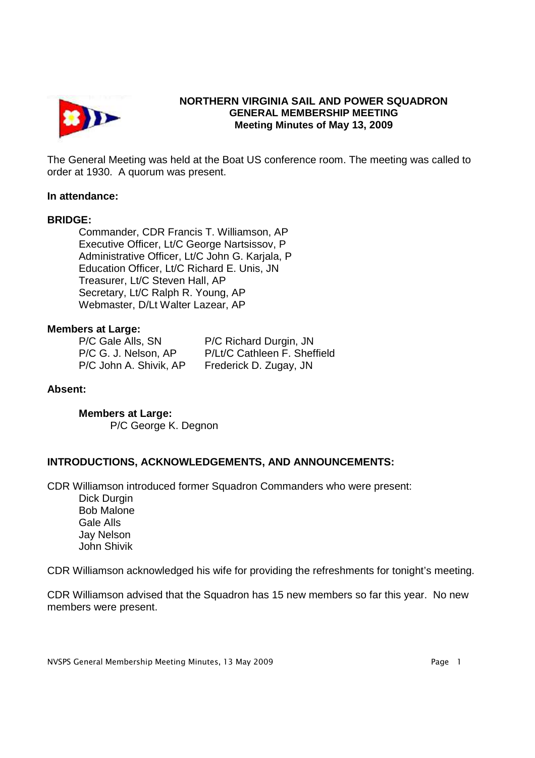# NORTHERN VIRGINIA SAIL AND POWER SQUADRON
## GENERAL MEMBERSHIP MEETING
### Meeting Minutes of May 13, 2009

The General Meeting was held at the Boat US conference room. The meeting was called to order at 1930. A quorum was present.

**In attendance:**

**BRIDGE:**

Commander, CDR Francis T. Williamson, AP
Executive Officer, Lt/C George Nartsissov, P
Administrative Officer, Lt/C John G. Karjala, P
Education Officer, Lt/C Richard E. Unis, JN
Treasurer, Lt/C Steven Hall, AP
Secretary, Lt/C Ralph R. Young, AP
Webmaster, D/Lt Walter Lazear, AP

**Members at Large:**

P/C Gale Alls, SN
P/C G. J. Nelson, AP
P/C John A. Shivik, AP
P/C Richard Durgin, JN
P/Lt/C Cathleen F. Sheffield
Frederick D. Zugay, JN

**Absent:**

**Members at Large:**

P/C George K. Degnon

**INTRODUCTIONS, ACKNOWLEDGEMENTS, AND ANNOUNCEMENTS:**

CDR Williamson introduced former Squadron Commanders who were present:

Dick Durgin
Bob Malone
Gale Alls
Jay Nelson
John Shivik

CDR Williamson acknowledged his wife for providing the refreshments for tonight's meeting.

CDR Williamson advised that the Squadron has 15 new members so far this year. No new members were present.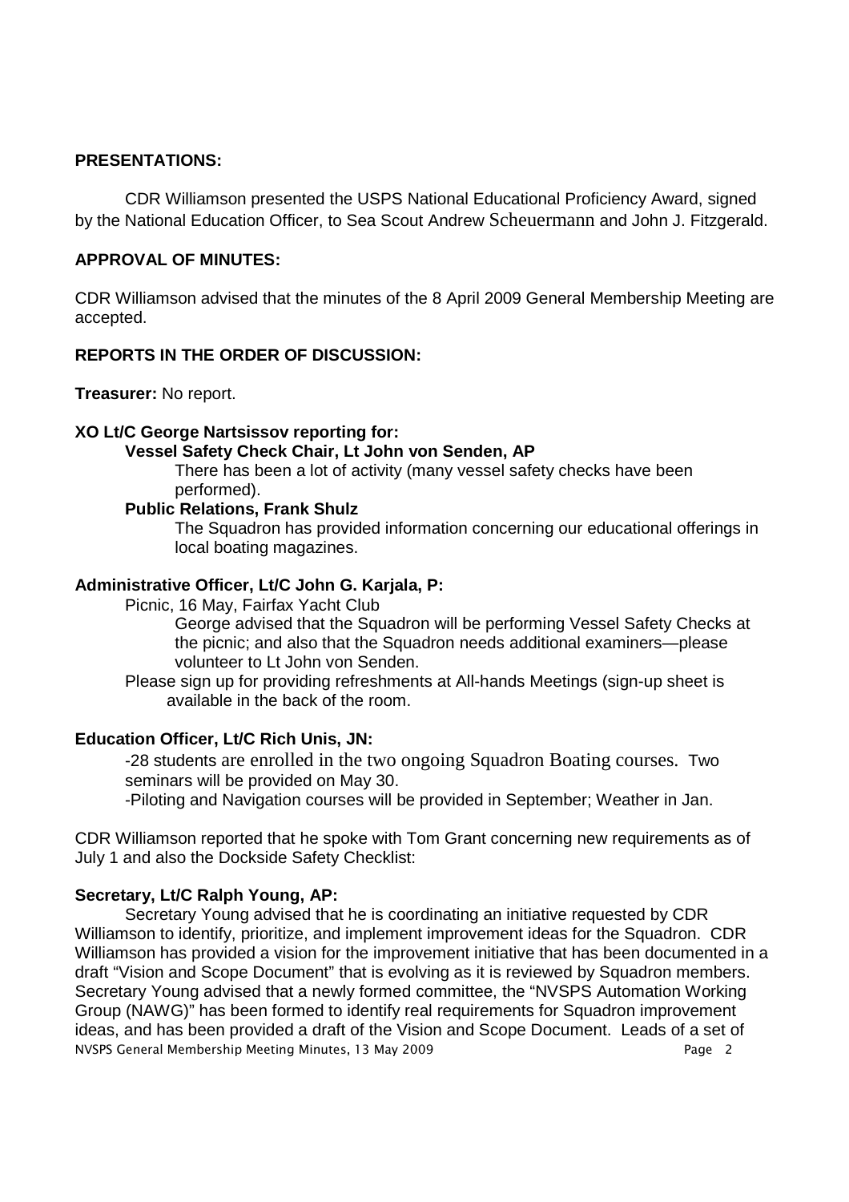**PRESENTATIONS:**

CDR Williamson presented the USPS National Educational Proficiency Award, signed by the National Education Officer, to Sea Scout Andrew Scheuermann and John J. Fitzgerald.

**APPROVAL OF MINUTES:**

CDR Williamson advised that the minutes of the 8 April 2009 General Membership Meeting are accepted.

**REPORTS IN THE ORDER OF DISCUSSION:**

**Treasurer:** No report.

**XO Lt/C George Nartsissov reporting for:**

**Vessel Safety Check Chair, Lt John von Senden, AP**

There has been a lot of activity (many vessel safety checks have been performed).

**Public Relations, Frank Shulz**

The Squadron has provided information concerning our educational offerings in local boating magazines.

**Administrative Officer, Lt/C John G. Karjala, P:**

Picnic, 16 May, Fairfax Yacht Club

George advised that the Squadron will be performing Vessel Safety Checks at the picnic; and also that the Squadron needs additional examiners—please volunteer to Lt John von Senden.

Please sign up for providing refreshments at All-hands Meetings (sign-up sheet is available in the back of the room.

**Education Officer, Lt/C Rich Unis, JN:**

-28 students are enrolled in the two ongoing Squadron Boating courses. Two seminars will be provided on May 30.

-Piloting and Navigation courses will be provided in September; Weather in Jan.

CDR Williamson reported that he spoke with Tom Grant concerning new requirements as of July 1 and also the Dockside Safety Checklist:

**Secretary, Lt/C Ralph Young, AP:**

Secretary Young advised that he is coordinating an initiative requested by CDR Williamson to identify, prioritize, and implement improvement ideas for the Squadron. CDR Williamson has provided a vision for the improvement initiative that has been documented in a draft "Vision and Scope Document" that is evolving as it is reviewed by Squadron members. Secretary Young advised that a newly formed committee, the "NVSPS Automation Working Group (NAWG)" has been formed to identify real requirements for Squadron improvement ideas, and has been provided a draft of the Vision and Scope Document. Leads of a set of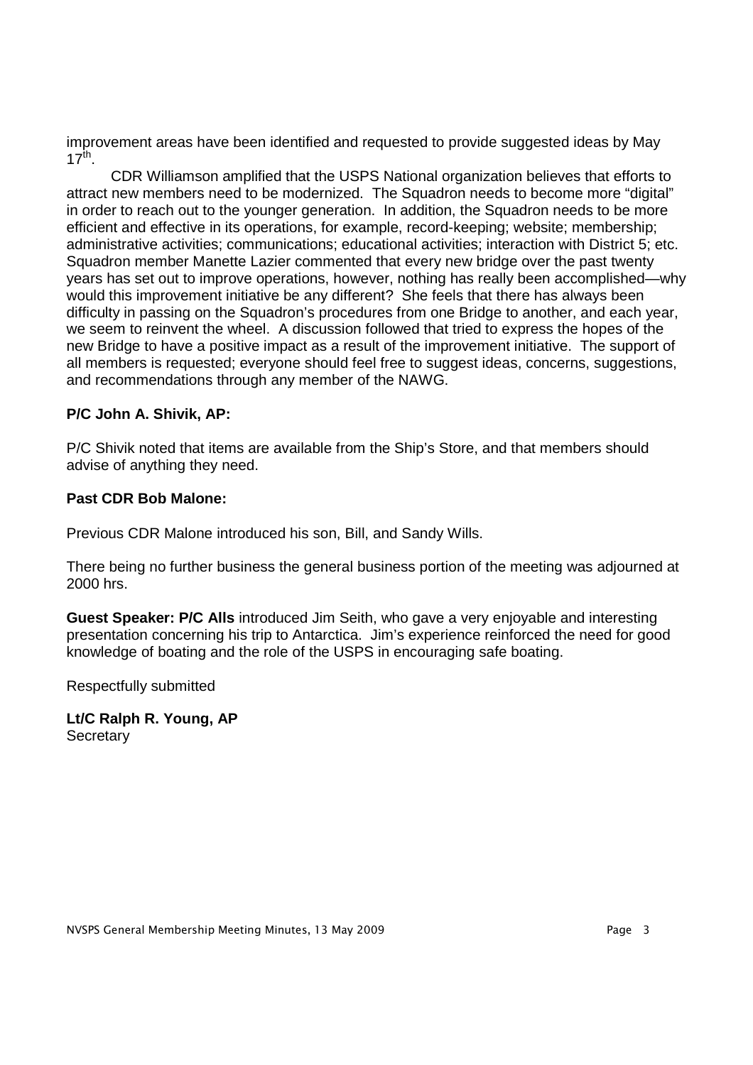improvement areas have been identified and requested to provide suggested ideas by May 17th.

CDR Williamson amplified that the USPS National organization believes that efforts to attract new members need to be modernized. The Squadron needs to become more "digital" in order to reach out to the younger generation. In addition, the Squadron needs to be more efficient and effective in its operations, for example, record-keeping; website; membership; administrative activities; communications; educational activities; interaction with District 5; etc. Squadron member Manette Lazier commented that every new bridge over the past twenty years has set out to improve operations, however, nothing has really been accomplished—why would this improvement initiative be any different? She feels that there has always been difficulty in passing on the Squadron's procedures from one Bridge to another, and each year, we seem to reinvent the wheel. A discussion followed that tried to express the hopes of the new Bridge to have a positive impact as a result of the improvement initiative. The support of all members is requested; everyone should feel free to suggest ideas, concerns, suggestions, and recommendations through any member of the NAWG.

**P/C John A. Shivik, AP:**

P/C Shivik noted that items are available from the Ship's Store, and that members should advise of anything they need.

**Past CDR Bob Malone:**

Previous CDR Malone introduced his son, Bill, and Sandy Wills.

There being no further business the general business portion of the meeting was adjourned at 2000 hrs.

**Guest Speaker: P/C Alls** introduced Jim Seith, who gave a very enjoyable and interesting presentation concerning his trip to Antarctica. Jim's experience reinforced the need for good knowledge of boating and the role of the USPS in encouraging safe boating.

Respectfully submitted

**Lt/C Ralph R. Young, AP**
Secretary